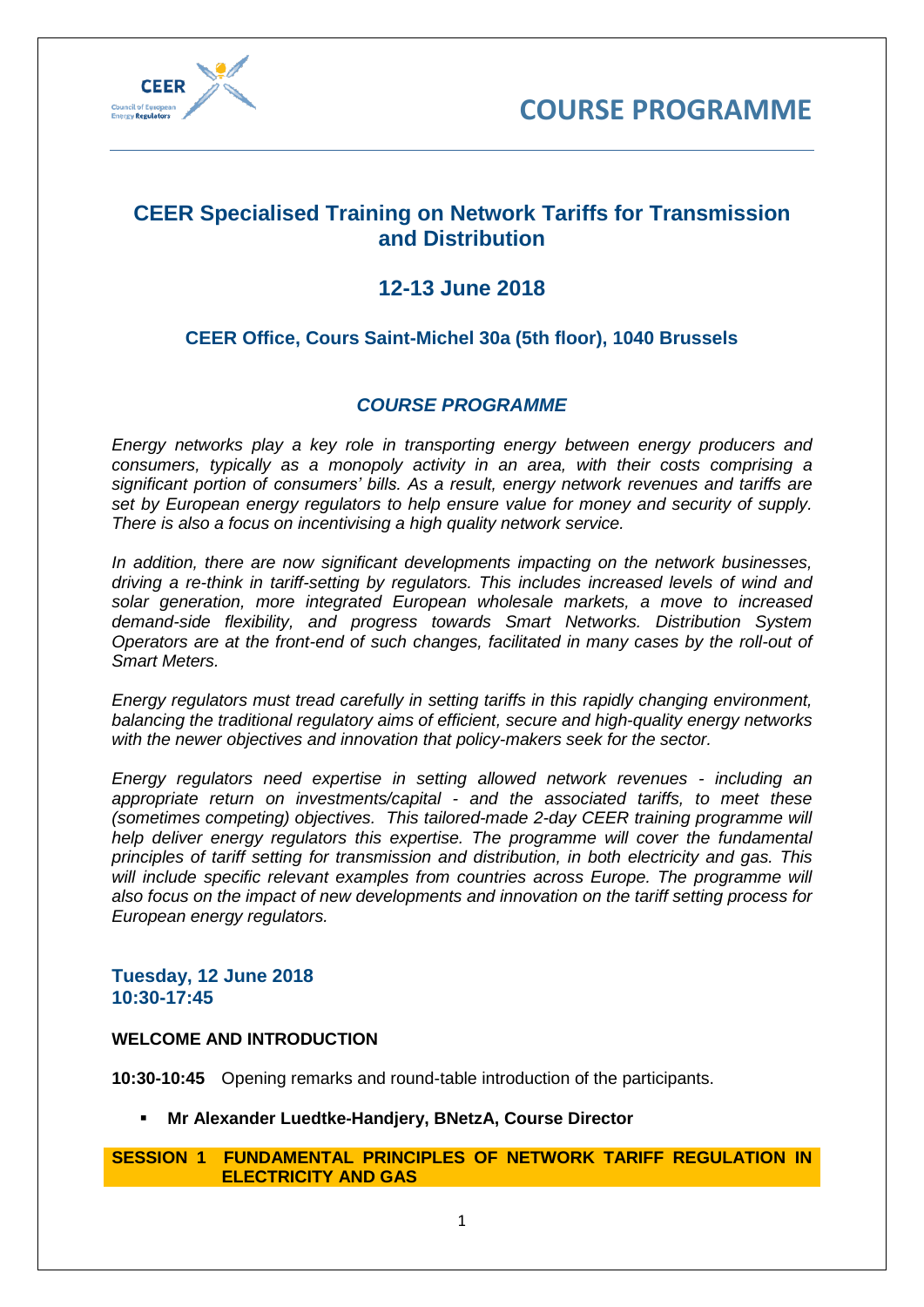# COURSE PROGRAMME

## CEER Specialised Training on Network Tariffs for Transmission and Distribution

## 12-13 June 2018

### CEER Office, Cours Saint-Michel 30a (5th floor), 1040 Brussels

### *COURSE PROGRAMME*

*Energy networks play a key role in transporting energy between energy producers and consumers, typically as a monopoly activity in an area, with their costs comprising a significant portion of consumers' bills. As a result, energy network revenues and tariffs are set by European energy regulators to help ensure value for money and security of supply. There is also a focus on incentivising a high quality network service.*

*In addition, there are now significant developments impacting on the network businesses, driving a re-think in tariff-setting by regulators. This includes increased levels of wind and solar generation, more integrated European wholesale markets, a move to increased demand-side flexibility, and progress towards Smart Networks. Distribution System Operators are at the front-end of such changes, facilitated in many cases by the roll-out of Smart Meters.*

*Energy regulators must tread carefully in setting tariffs in this rapidly changing environment, balancing the traditional regulatory aims of efficient, secure and high-quality energy networks with the newer objectives and innovation that policy-makers seek for the sector.*

*Energy regulators need expertise in setting allowed network revenues - including an appropriate return on investments/capital - and the associated tariffs, to meet these (sometimes competing) objectives. This tailored-made 2-day CEER training programme will help deliver energy regulators this expertise. The programme will cover the fundamental principles of tariff setting for transmission and distribution, in both electricity and gas. This will include specific relevant examples from countries across Europe. The programme will also focus on the impact of new developments and innovation on the tariff setting process for European energy regulators.*

### Tuesday, 12 June 2018
### 10:30-17:45

**WELCOME AND INTRODUCTION**

**10:30-10:45** Opening remarks and round-table introduction of the participants.

- **Mr Alexander Luedtke-Handjery, BNetzA, Course Director**

**SESSION 1 FUNDAMENTAL PRINCIPLES OF NETWORK TARIFF REGULATION IN ELECTRICITY AND GAS**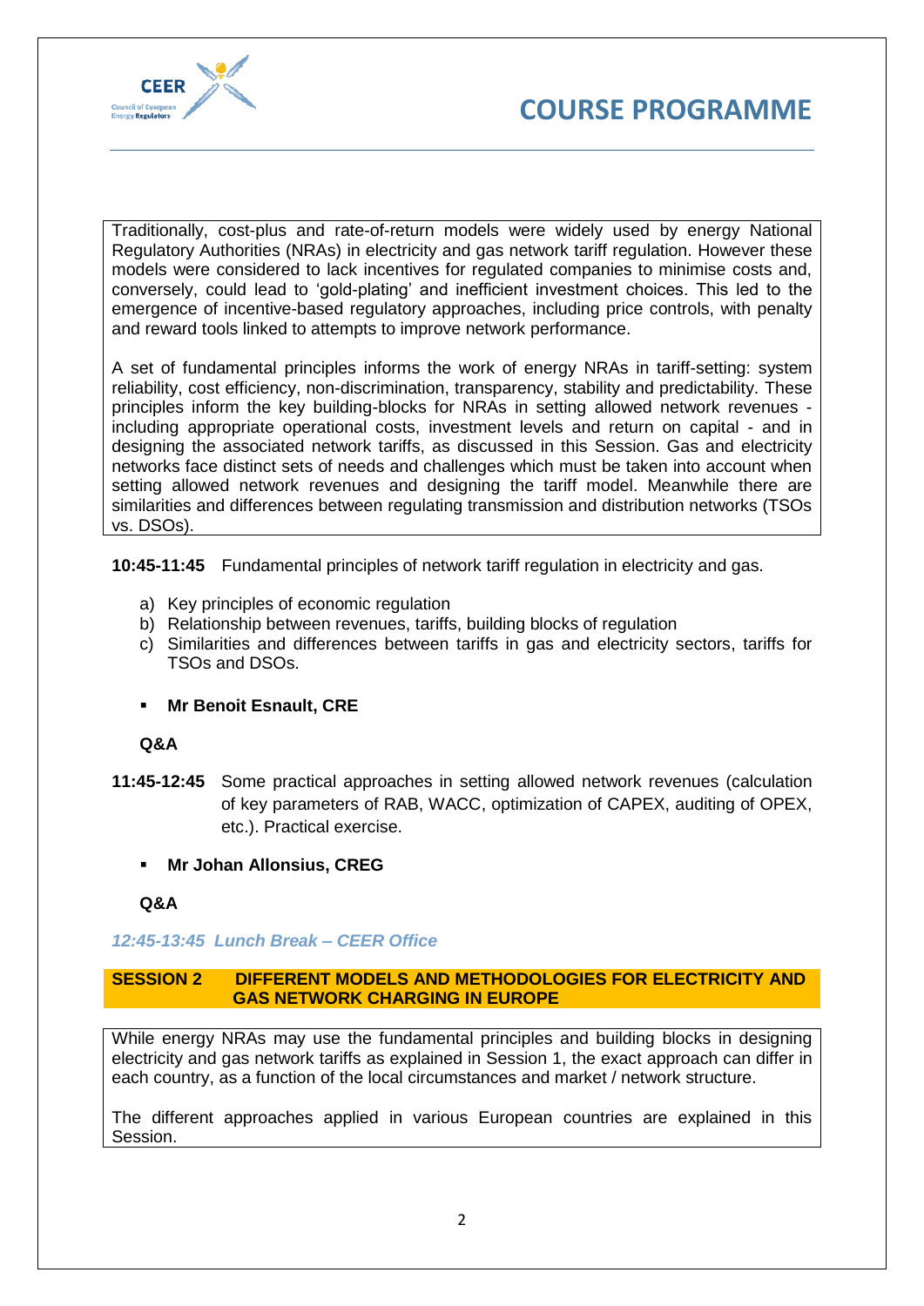# COURSE PROGRAMME

Traditionally, cost-plus and rate-of-return models were widely used by energy National Regulatory Authorities (NRAs) in electricity and gas network tariff regulation. However these models were considered to lack incentives for regulated companies to minimise costs and, conversely, could lead to 'gold-plating' and inefficient investment choices. This led to the emergence of incentive-based regulatory approaches, including price controls, with penalty and reward tools linked to attempts to improve network performance.

A set of fundamental principles informs the work of energy NRAs in tariff-setting: system reliability, cost efficiency, non-discrimination, transparency, stability and predictability. These principles inform the key building-blocks for NRAs in setting allowed network revenues - including appropriate operational costs, investment levels and return on capital - and in designing the associated network tariffs, as discussed in this Session. Gas and electricity networks face distinct sets of needs and challenges which must be taken into account when setting allowed network revenues and designing the tariff model. Meanwhile there are similarities and differences between regulating transmission and distribution networks (TSOs vs. DSOs).

**10:45-11:45** Fundamental principles of network tariff regulation in electricity and gas.

a) Key principles of economic regulation
b) Relationship between revenues, tariffs, building blocks of regulation
c) Similarities and differences between tariffs in gas and electricity sectors, tariffs for TSOs and DSOs.

- **Mr Benoit Esnault, CRE**

**Q&A**

**11:45-12:45** Some practical approaches in setting allowed network revenues (calculation of key parameters of RAB, WACC, optimization of CAPEX, auditing of OPEX, etc.). Practical exercise.

- **Mr Johan Allonsius, CREG**

**Q&A**

***12:45-13:45 Lunch Break – CEER Office***

## SESSION 2 DIFFERENT MODELS AND METHODOLOGIES FOR ELECTRICITY AND GAS NETWORK CHARGING IN EUROPE

While energy NRAs may use the fundamental principles and building blocks in designing electricity and gas network tariffs as explained in Session 1, the exact approach can differ in each country, as a function of the local circumstances and market / network structure.

The different approaches applied in various European countries are explained in this Session.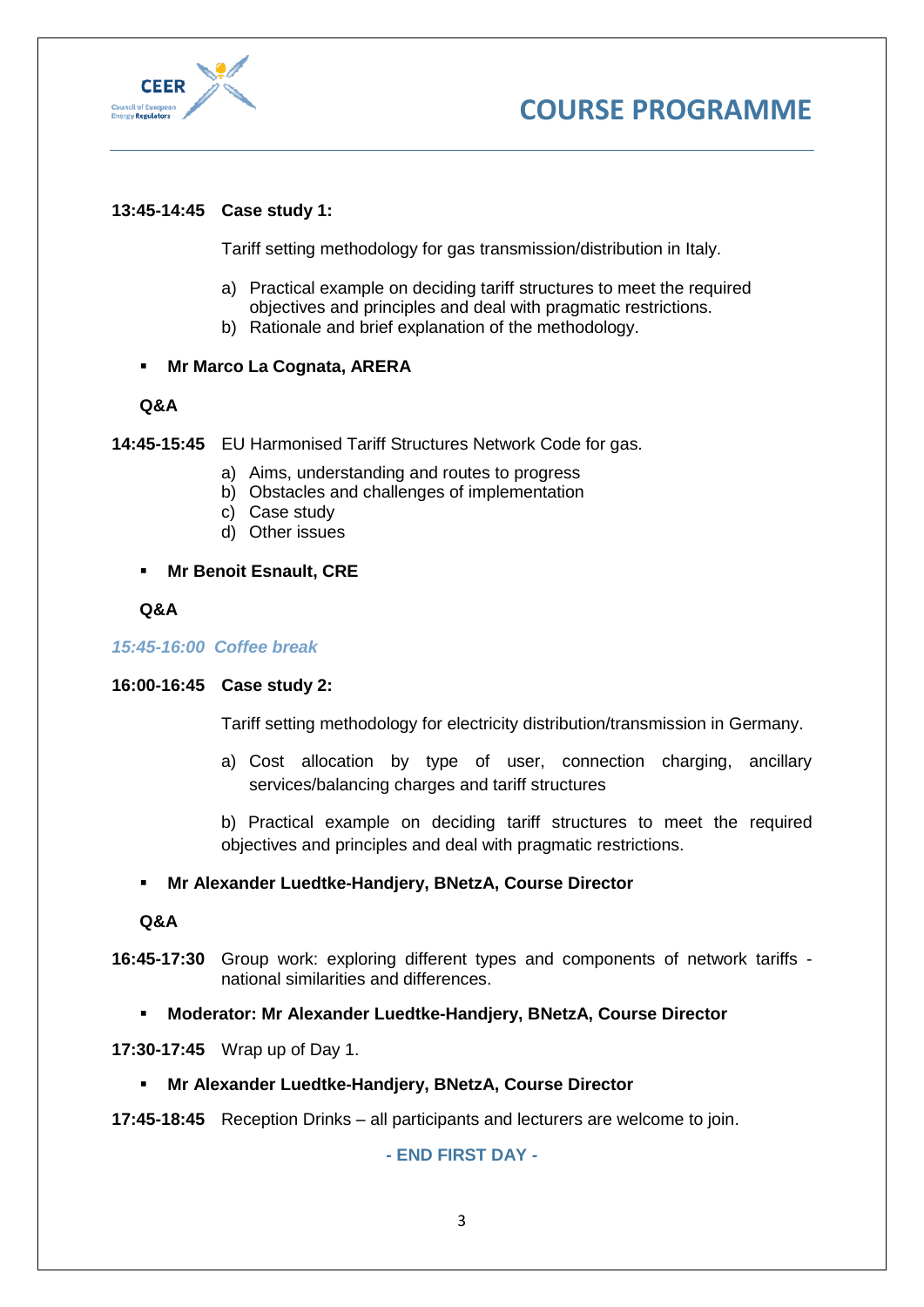**13:45-14:45 Case study 1:**

Tariff setting methodology for gas transmission/distribution in Italy.

a) Practical example on deciding tariff structures to meet the required objectives and principles and deal with pragmatic restrictions.
b) Rationale and brief explanation of the methodology.

- **Mr Marco La Cognata, ARERA**

**Q&A**

**14:45-15:45** EU Harmonised Tariff Structures Network Code for gas.

a) Aims, understanding and routes to progress
b) Obstacles and challenges of implementation
c) Case study
d) Other issues

- **Mr Benoit Esnault, CRE**

**Q&A**

***15:45-16:00 Coffee break***

**16:00-16:45 Case study 2:**

Tariff setting methodology for electricity distribution/transmission in Germany.

a) Cost allocation by type of user, connection charging, ancillary services/balancing charges and tariff structures

b) Practical example on deciding tariff structures to meet the required objectives and principles and deal with pragmatic restrictions.

- **Mr Alexander Luedtke-Handjery, BNetzA, Course Director**

**Q&A**

**16:45-17:30** Group work: exploring different types and components of network tariffs - national similarities and differences.

- **Moderator: Mr Alexander Luedtke-Handjery, BNetzA, Course Director**

**17:30-17:45** Wrap up of Day 1.

- **Mr Alexander Luedtke-Handjery, BNetzA, Course Director**

**17:45-18:45** Reception Drinks – all participants and lecturers are welcome to join.

**- END FIRST DAY -**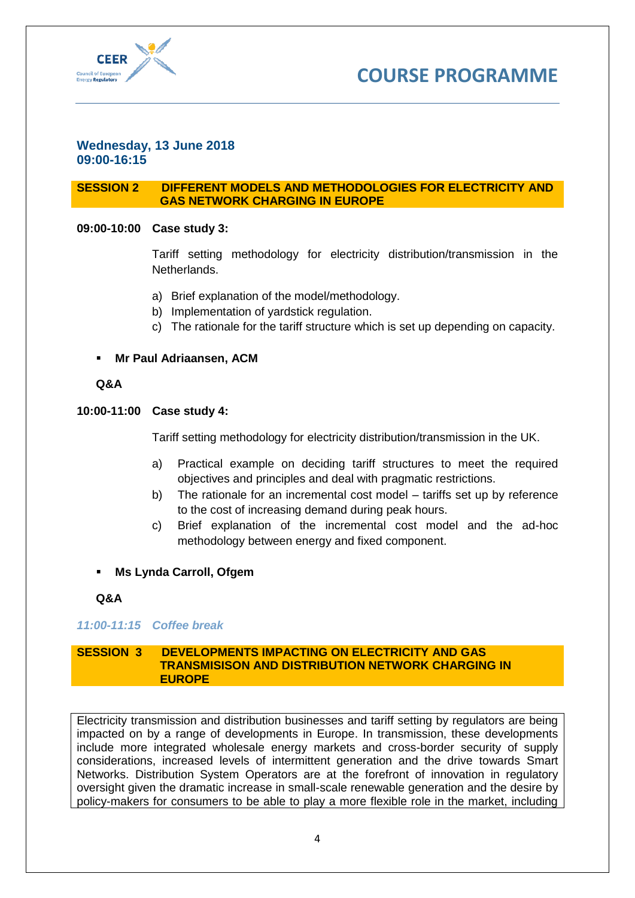# COURSE PROGRAMME

### Wednesday, 13 June 2018
### 09:00-16:15

**SESSION 2 DIFFERENT MODELS AND METHODOLOGIES FOR ELECTRICITY AND GAS NETWORK CHARGING IN EUROPE**

**09:00-10:00 Case study 3:**

Tariff setting methodology for electricity distribution/transmission in the Netherlands.

a) Brief explanation of the model/methodology.
b) Implementation of yardstick regulation.
c) The rationale for the tariff structure which is set up depending on capacity.

- **Mr Paul Adriaansen, ACM**

**Q&A**

**10:00-11:00 Case study 4:**

Tariff setting methodology for electricity distribution/transmission in the UK.

a) Practical example on deciding tariff structures to meet the required objectives and principles and deal with pragmatic restrictions.
b) The rationale for an incremental cost model – tariffs set up by reference to the cost of increasing demand during peak hours.
c) Brief explanation of the incremental cost model and the ad-hoc methodology between energy and fixed component.

- **Ms Lynda Carroll, Ofgem**

**Q&A**

***11:00-11:15 Coffee break***

**SESSION 3 DEVELOPMENTS IMPACTING ON ELECTRICITY AND GAS TRANSMISISON AND DISTRIBUTION NETWORK CHARGING IN EUROPE**

Electricity transmission and distribution businesses and tariff setting by regulators are being impacted on by a range of developments in Europe. In transmission, these developments include more integrated wholesale energy markets and cross-border security of supply considerations, increased levels of intermittent generation and the drive towards Smart Networks. Distribution System Operators are at the forefront of innovation in regulatory oversight given the dramatic increase in small-scale renewable generation and the desire by policy-makers for consumers to be able to play a more flexible role in the market, including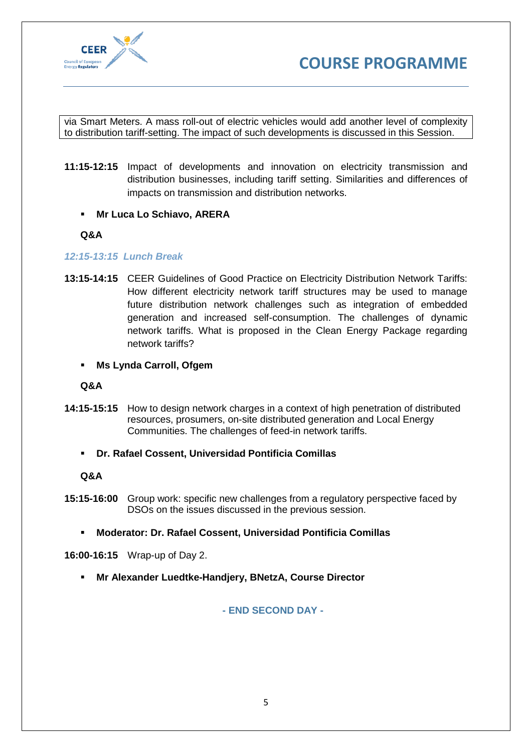via Smart Meters. A mass roll-out of electric vehicles would add another level of complexity to distribution tariff-setting. The impact of such developments is discussed in this Session.

**11:15-12:15** Impact of developments and innovation on electricity transmission and distribution businesses, including tariff setting. Similarities and differences of impacts on transmission and distribution networks.

- **Mr Luca Lo Schiavo, ARERA**

**Q&A**

***12:15-13:15 Lunch Break***

**13:15-14:15** CEER Guidelines of Good Practice on Electricity Distribution Network Tariffs: How different electricity network tariff structures may be used to manage future distribution network challenges such as integration of embedded generation and increased self-consumption. The challenges of dynamic network tariffs. What is proposed in the Clean Energy Package regarding network tariffs?

- **Ms Lynda Carroll, Ofgem**

**Q&A**

**14:15-15:15** How to design network charges in a context of high penetration of distributed resources, prosumers, on-site distributed generation and Local Energy Communities. The challenges of feed-in network tariffs.

- **Dr. Rafael Cossent, Universidad Pontificia Comillas**

**Q&A**

**15:15-16:00** Group work: specific new challenges from a regulatory perspective faced by DSOs on the issues discussed in the previous session.

- **Moderator: Dr. Rafael Cossent, Universidad Pontificia Comillas**

**16:00-16:15** Wrap-up of Day 2.

- **Mr Alexander Luedtke-Handjery, BNetzA, Course Director**

**- END SECOND DAY -**